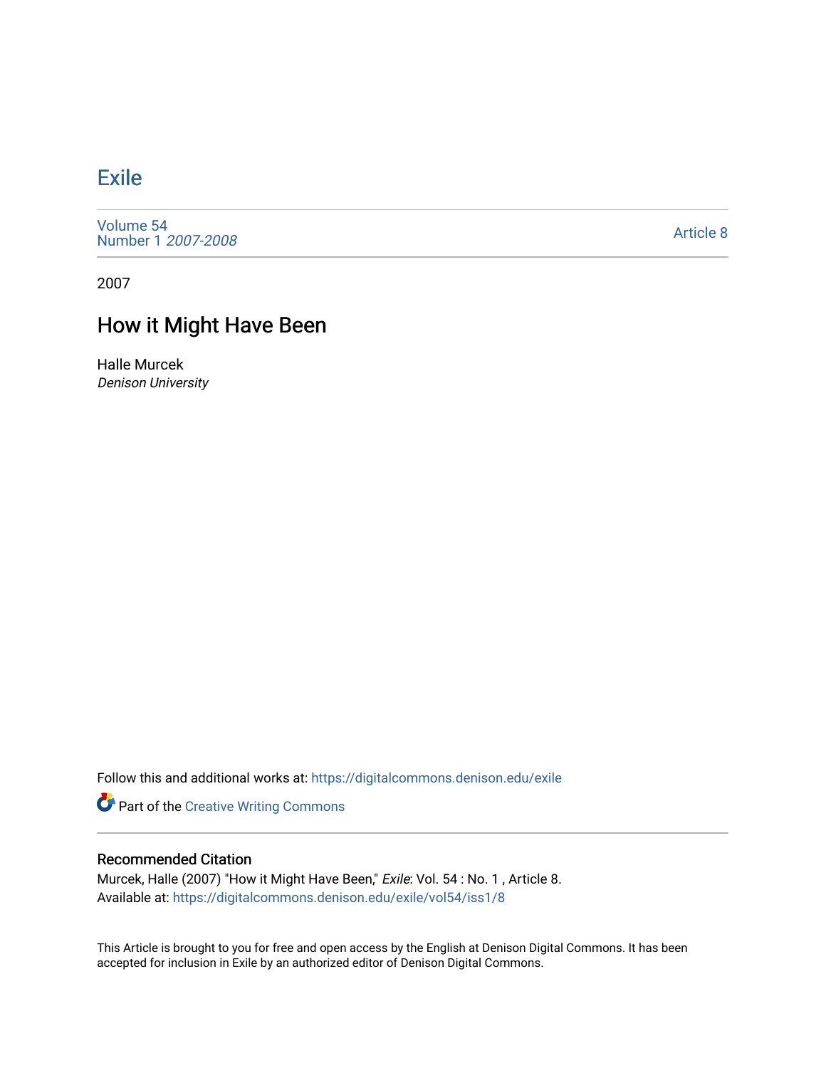# Exile

Volume 54
Number 1 *2007-2008*

Article 8

2007

## How it Might Have Been

Halle Murcek
*Denison University*

Follow this and additional works at: https://digitalcommons.denison.edu/exile

Part of the Creative Writing Commons

### Recommended Citation

Murcek, Halle (2007) "How it Might Have Been," *Exile*: Vol. 54 : No. 1 , Article 8.
Available at: https://digitalcommons.denison.edu/exile/vol54/iss1/8

This Article is brought to you for free and open access by the English at Denison Digital Commons. It has been accepted for inclusion in Exile by an authorized editor of Denison Digital Commons.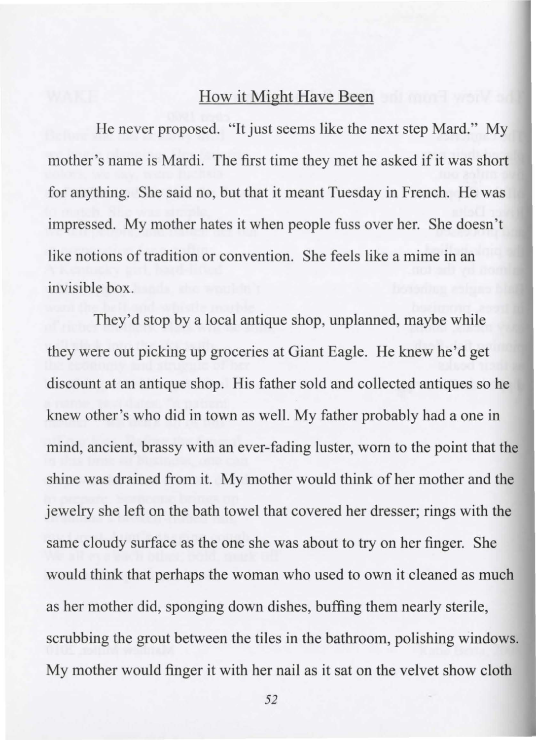## How it Might Have Been

He never proposed. "It just seems like the next step Mard." My mother's name is Mardi. The first time they met he asked if it was short for anything. She said no, but that it meant Tuesday in French. He was impressed. My mother hates it when people fuss over her. She doesn't like notions of tradition or convention. She feels like a mime in an invisible box.

They'd stop by a local antique shop, unplanned, maybe while they were out picking up groceries at Giant Eagle. He knew he'd get discount at an antique shop. His father sold and collected antiques so he knew other's who did in town as well. My father probably had a one in mind, ancient, brassy with an ever-fading luster, worn to the point that the shine was drained from it. My mother would think of her mother and the jewelry she left on the bath towel that covered her dresser; rings with the same cloudy surface as the one she was about to try on her finger. She would think that perhaps the woman who used to own it cleaned as much as her mother did, sponging down dishes, buffing them nearly sterile, scrubbing the grout between the tiles in the bathroom, polishing windows. My mother would finger it with her nail as it sat on the velvet show cloth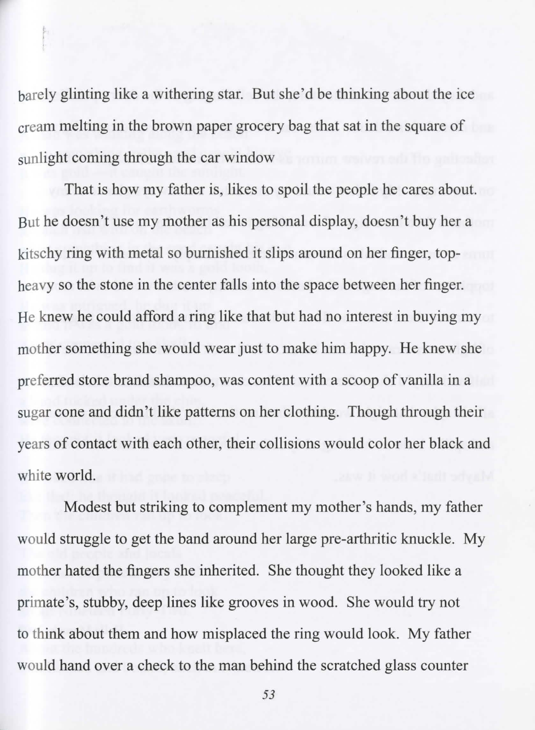barely glinting like a withering star. But she'd be thinking about the ice cream melting in the brown paper grocery bag that sat in the square of sunlight coming through the car window

That is how my father is, likes to spoil the people he cares about. But he doesn't use my mother as his personal display, doesn't buy her a kitschy ring with metal so burnished it slips around on her finger, top-heavy so the stone in the center falls into the space between her finger. He knew he could afford a ring like that but had no interest in buying my mother something she would wear just to make him happy. He knew she preferred store brand shampoo, was content with a scoop of vanilla in a sugar cone and didn't like patterns on her clothing. Though through their years of contact with each other, their collisions would color her black and white world.

Modest but striking to complement my mother's hands, my father would struggle to get the band around her large pre-arthritic knuckle. My mother hated the fingers she inherited. She thought they looked like a primate's, stubby, deep lines like grooves in wood. She would try not to think about them and how misplaced the ring would look. My father would hand over a check to the man behind the scratched glass counter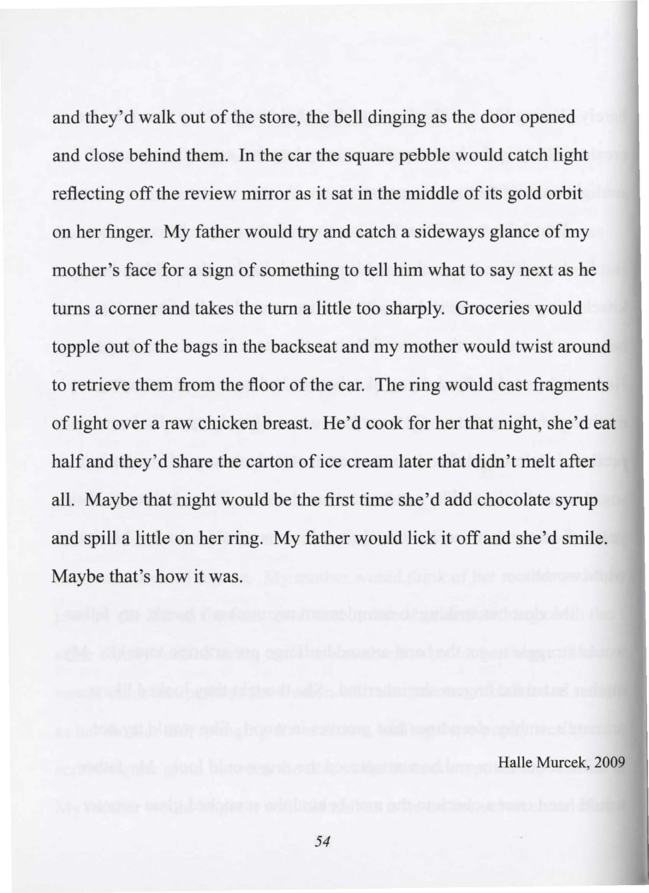and they'd walk out of the store, the bell dinging as the door opened and close behind them. In the car the square pebble would catch light reflecting off the review mirror as it sat in the middle of its gold orbit on her finger. My father would try and catch a sideways glance of my mother's face for a sign of something to tell him what to say next as he turns a corner and takes the turn a little too sharply. Groceries would topple out of the bags in the backseat and my mother would twist around to retrieve them from the floor of the car. The ring would cast fragments of light over a raw chicken breast. He'd cook for her that night, she'd eat half and they'd share the carton of ice cream later that didn't melt after all. Maybe that night would be the first time she'd add chocolate syrup and spill a little on her ring. My father would lick it off and she'd smile. Maybe that's how it was.

Halle Murcek, 2009